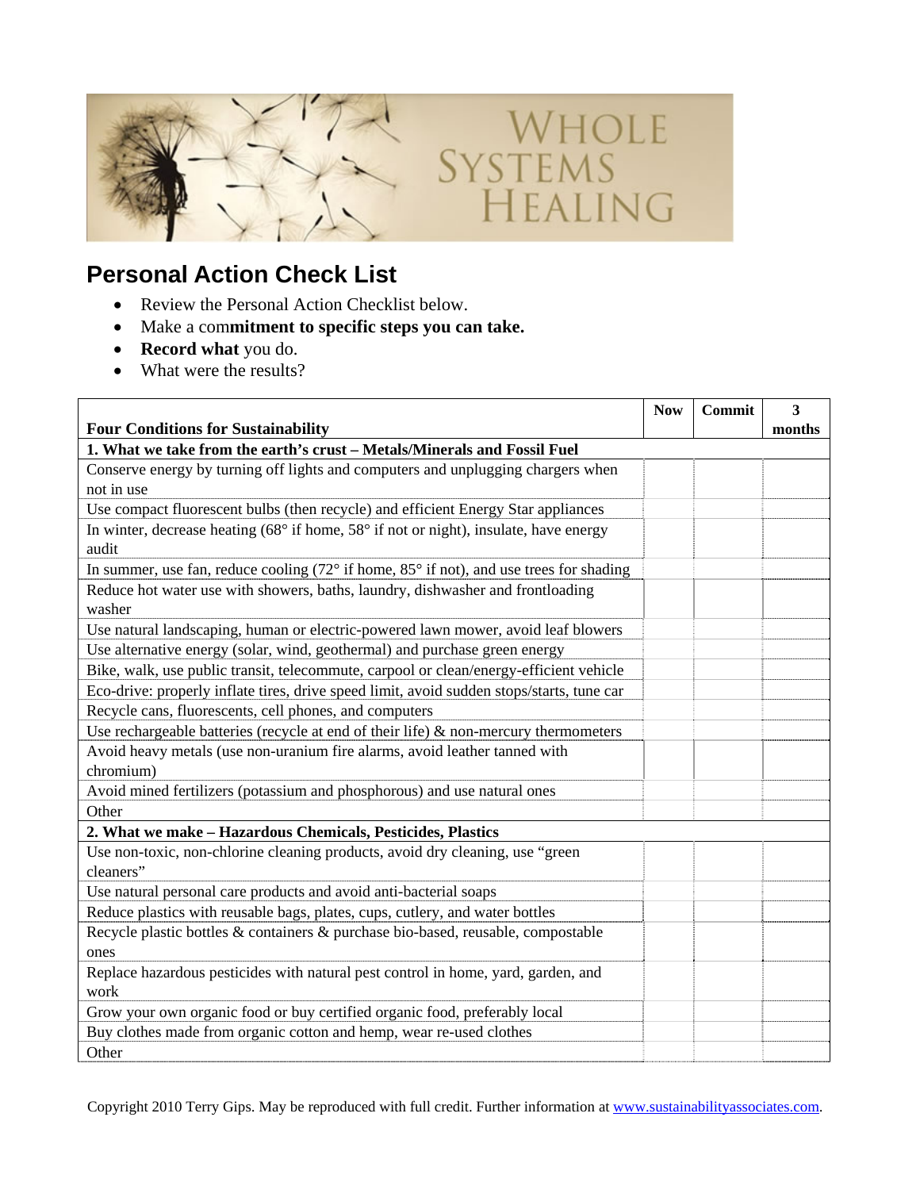# WHOLE SYSTEMS HEALING

## Personal Action Check List

- Review the Personal Action Checklist below.
- Make a com**mitment to specific steps you can take.**
- **Record what** you do.
- What were the results?

| **Four Conditions for Sustainability** | **Now** | **Commit** | **3 months** |
|---|---|---|---|
| **1. What we take from the earth's crust – Metals/Minerals and Fossil Fuel** | | | |
| Conserve energy by turning off lights and computers and unplugging chargers when not in use | | | |
| Use compact fluorescent bulbs (then recycle) and efficient Energy Star appliances | | | |
| In winter, decrease heating (68° if home, 58° if not or night), insulate, have energy audit | | | |
| In summer, use fan, reduce cooling (72° if home, 85° if not), and use trees for shading | | | |
| Reduce hot water use with showers, baths, laundry, dishwasher and frontloading washer | | | |
| Use natural landscaping, human or electric-powered lawn mower, avoid leaf blowers | | | |
| Use alternative energy (solar, wind, geothermal) and purchase green energy | | | |
| Bike, walk, use public transit, telecommute, carpool or clean/energy-efficient vehicle | | | |
| Eco-drive: properly inflate tires, drive speed limit, avoid sudden stops/starts, tune car | | | |
| Recycle cans, fluorescents, cell phones, and computers | | | |
| Use rechargeable batteries (recycle at end of their life) & non-mercury thermometers | | | |
| Avoid heavy metals (use non-uranium fire alarms, avoid leather tanned with chromium) | | | |
| Avoid mined fertilizers (potassium and phosphorous) and use natural ones | | | |
| Other | | | |
| **2. What we make – Hazardous Chemicals, Pesticides, Plastics** | | | |
| Use non-toxic, non-chlorine cleaning products, avoid dry cleaning, use "green cleaners" | | | |
| Use natural personal care products and avoid anti-bacterial soaps | | | |
| Reduce plastics with reusable bags, plates, cups, cutlery, and water bottles | | | |
| Recycle plastic bottles & containers & purchase bio-based, reusable, compostable ones | | | |
| Replace hazardous pesticides with natural pest control in home, yard, garden, and work | | | |
| Grow your own organic food or buy certified organic food, preferably local | | | |
| Buy clothes made from organic cotton and hemp, wear re-used clothes | | | |
| Other | | | |

Copyright 2010 Terry Gips. May be reproduced with full credit. Further information at www.sustainabilityassociates.com.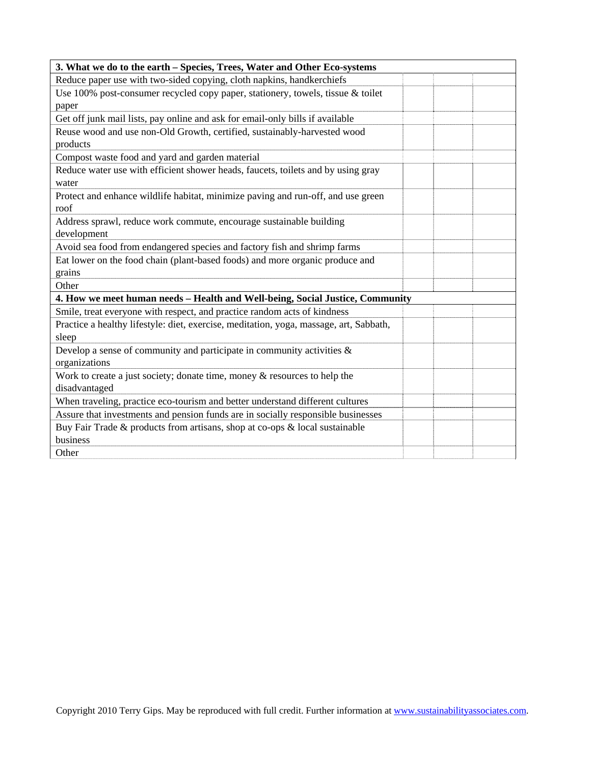| 3. What we do to the earth – Species, Trees, Water and Other Eco-systems | | | |
|---|---|---|---|
| Reduce paper use with two-sided copying, cloth napkins, handkerchiefs | | | |
| Use 100% post-consumer recycled copy paper, stationery, towels, tissue & toilet paper | | | |
| Get off junk mail lists, pay online and ask for email-only bills if available | | | |
| Reuse wood and use non-Old Growth, certified, sustainably-harvested wood products | | | |
| Compost waste food and yard and garden material | | | |
| Reduce water use with efficient shower heads, faucets, toilets and by using gray water | | | |
| Protect and enhance wildlife habitat, minimize paving and run-off, and use green roof | | | |
| Address sprawl, reduce work commute, encourage sustainable building development | | | |
| Avoid sea food from endangered species and factory fish and shrimp farms | | | |
| Eat lower on the food chain (plant-based foods) and more organic produce and grains | | | |
| Other | | | |
| **4. How we meet human needs – Health and Well-being, Social Justice, Community** | | | |
| Smile, treat everyone with respect, and practice random acts of kindness | | | |
| Practice a healthy lifestyle: diet, exercise, meditation, yoga, massage, art, Sabbath, sleep | | | |
| Develop a sense of community and participate in community activities & organizations | | | |
| Work to create a just society; donate time, money & resources to help the disadvantaged | | | |
| When traveling, practice eco-tourism and better understand different cultures | | | |
| Assure that investments and pension funds are in socially responsible businesses | | | |
| Buy Fair Trade & products from artisans, shop at co-ops & local sustainable business | | | |
| Other | | | |

Copyright 2010 Terry Gips. May be reproduced with full credit. Further information at www.sustainabilityassociates.com.